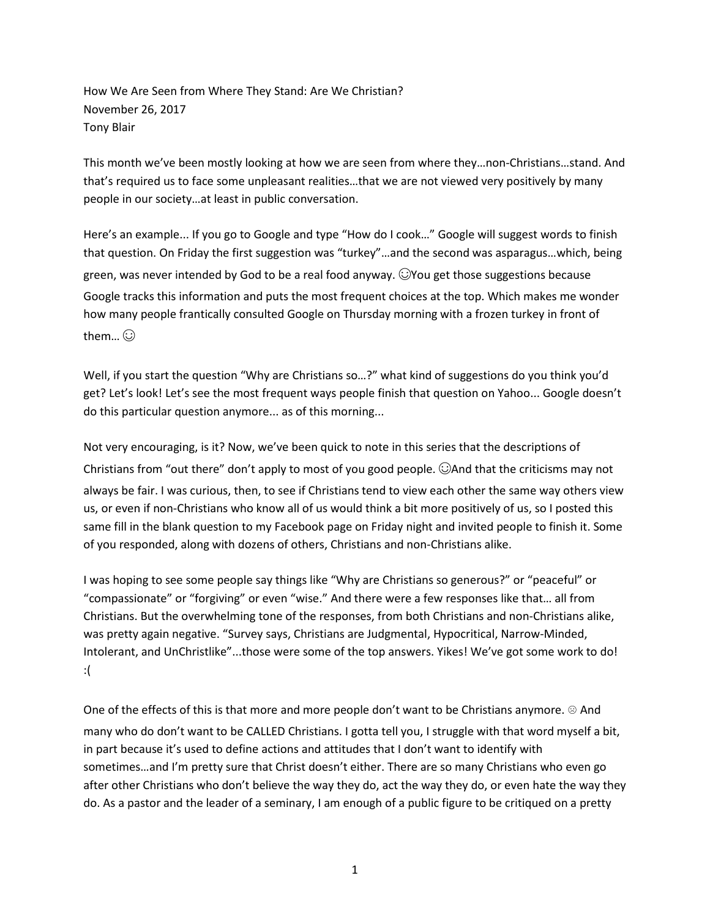How We Are Seen from Where They Stand: Are We Christian?
November 26, 2017
Tony Blair

This month we've been mostly looking at how we are seen from where they…non-Christians…stand. And that's required us to face some unpleasant realities…that we are not viewed very positively by many people in our society…at least in public conversation.

Here's an example... If you go to Google and type "How do I cook…" Google will suggest words to finish that question. On Friday the first suggestion was "turkey"…and the second was asparagus…which, being green, was never intended by God to be a real food anyway. ☺You get those suggestions because Google tracks this information and puts the most frequent choices at the top. Which makes me wonder how many people frantically consulted Google on Thursday morning with a frozen turkey in front of them… ☺

Well, if you start the question "Why are Christians so…?" what kind of suggestions do you think you'd get? Let's look! Let's see the most frequent ways people finish that question on Yahoo... Google doesn't do this particular question anymore... as of this morning...

Not very encouraging, is it? Now, we've been quick to note in this series that the descriptions of Christians from "out there" don't apply to most of you good people. ☺And that the criticisms may not always be fair. I was curious, then, to see if Christians tend to view each other the same way others view us, or even if non-Christians who know all of us would think a bit more positively of us, so I posted this same fill in the blank question to my Facebook page on Friday night and invited people to finish it. Some of you responded, along with dozens of others, Christians and non-Christians alike.

I was hoping to see some people say things like "Why are Christians so generous?" or "peaceful" or "compassionate" or "forgiving" or even "wise." And there were a few responses like that… all from Christians. But the overwhelming tone of the responses, from both Christians and non-Christians alike, was pretty again negative. "Survey says, Christians are Judgmental, Hypocritical, Narrow-Minded, Intolerant, and UnChristlike"...those were some of the top answers. Yikes! We've got some work to do! :(

One of the effects of this is that more and more people don't want to be Christians anymore. ☹ And many who do don't want to be CALLED Christians. I gotta tell you, I struggle with that word myself a bit, in part because it's used to define actions and attitudes that I don't want to identify with sometimes…and I'm pretty sure that Christ doesn't either. There are so many Christians who even go after other Christians who don't believe the way they do, act the way they do, or even hate the way they do. As a pastor and the leader of a seminary, I am enough of a public figure to be critiqued on a pretty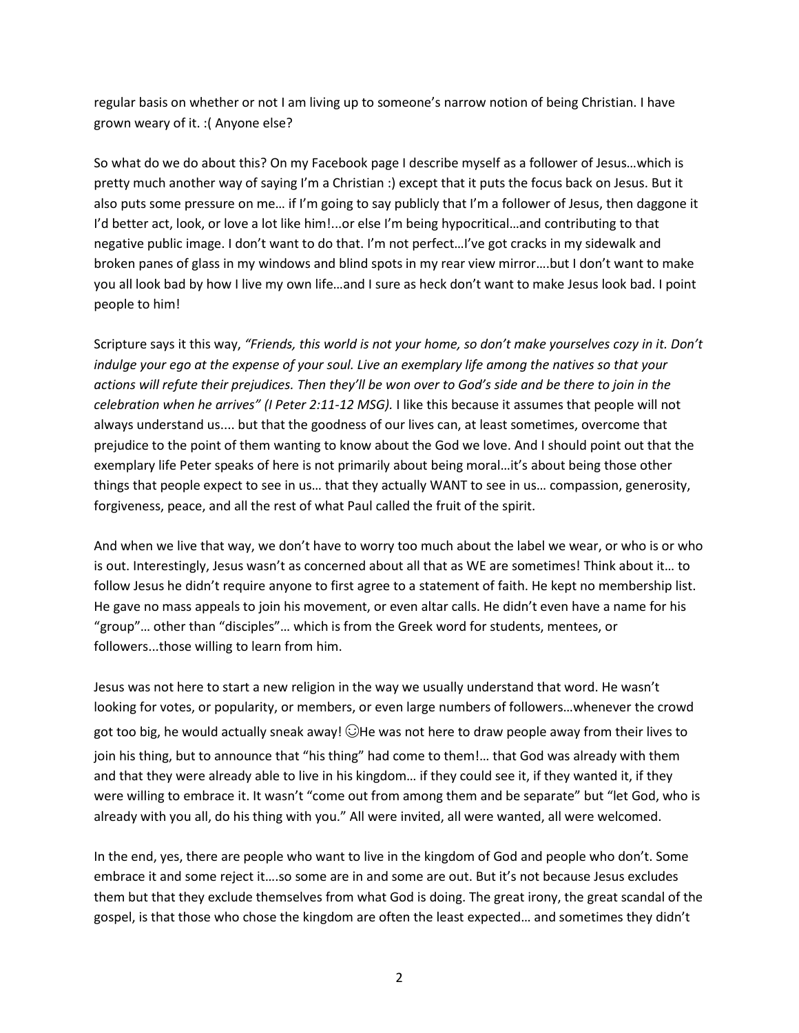regular basis on whether or not I am living up to someone's narrow notion of being Christian. I have grown weary of it. :( Anyone else?

So what do we do about this? On my Facebook page I describe myself as a follower of Jesus…which is pretty much another way of saying I'm a Christian :) except that it puts the focus back on Jesus. But it also puts some pressure on me… if I'm going to say publicly that I'm a follower of Jesus, then daggone it I'd better act, look, or love a lot like him!...or else I'm being hypocritical…and contributing to that negative public image. I don't want to do that. I'm not perfect…I've got cracks in my sidewalk and broken panes of glass in my windows and blind spots in my rear view mirror….but I don't want to make you all look bad by how I live my own life…and I sure as heck don't want to make Jesus look bad. I point people to him!

Scripture says it this way, *"Friends, this world is not your home, so don't make yourselves cozy in it. Don't indulge your ego at the expense of your soul. Live an exemplary life among the natives so that your actions will refute their prejudices. Then they'll be won over to God's side and be there to join in the celebration when he arrives" (I Peter 2:11-12 MSG).* I like this because it assumes that people will not always understand us.... but that the goodness of our lives can, at least sometimes, overcome that prejudice to the point of them wanting to know about the God we love. And I should point out that the exemplary life Peter speaks of here is not primarily about being moral…it's about being those other things that people expect to see in us… that they actually WANT to see in us… compassion, generosity, forgiveness, peace, and all the rest of what Paul called the fruit of the spirit.

And when we live that way, we don't have to worry too much about the label we wear, or who is or who is out. Interestingly, Jesus wasn't as concerned about all that as WE are sometimes! Think about it… to follow Jesus he didn't require anyone to first agree to a statement of faith. He kept no membership list. He gave no mass appeals to join his movement, or even altar calls. He didn't even have a name for his "group"… other than "disciples"… which is from the Greek word for students, mentees, or followers...those willing to learn from him.

Jesus was not here to start a new religion in the way we usually understand that word. He wasn't looking for votes, or popularity, or members, or even large numbers of followers…whenever the crowd got too big, he would actually sneak away! ☺He was not here to draw people away from their lives to join his thing, but to announce that "his thing" had come to them!… that God was already with them and that they were already able to live in his kingdom… if they could see it, if they wanted it, if they were willing to embrace it. It wasn't "come out from among them and be separate" but "let God, who is already with you all, do his thing with you." All were invited, all were wanted, all were welcomed.

In the end, yes, there are people who want to live in the kingdom of God and people who don't. Some embrace it and some reject it….so some are in and some are out. But it's not because Jesus excludes them but that they exclude themselves from what God is doing. The great irony, the great scandal of the gospel, is that those who chose the kingdom are often the least expected… and sometimes they didn't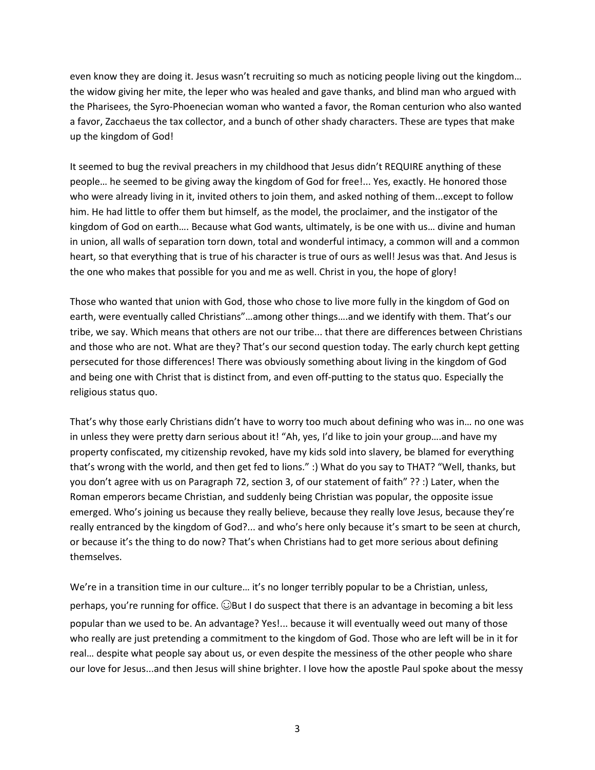even know they are doing it. Jesus wasn't recruiting so much as noticing people living out the kingdom… the widow giving her mite, the leper who was healed and gave thanks, and blind man who argued with the Pharisees, the Syro-Phoenecian woman who wanted a favor, the Roman centurion who also wanted a favor, Zacchaeus the tax collector, and a bunch of other shady characters. These are types that make up the kingdom of God!

It seemed to bug the revival preachers in my childhood that Jesus didn't REQUIRE anything of these people… he seemed to be giving away the kingdom of God for free!... Yes, exactly. He honored those who were already living in it, invited others to join them, and asked nothing of them...except to follow him. He had little to offer them but himself, as the model, the proclaimer, and the instigator of the kingdom of God on earth…. Because what God wants, ultimately, is be one with us… divine and human in union, all walls of separation torn down, total and wonderful intimacy, a common will and a common heart, so that everything that is true of his character is true of ours as well! Jesus was that. And Jesus is the one who makes that possible for you and me as well. Christ in you, the hope of glory!

Those who wanted that union with God, those who chose to live more fully in the kingdom of God on earth, were eventually called Christians"…among other things….and we identify with them. That's our tribe, we say. Which means that others are not our tribe... that there are differences between Christians and those who are not. What are they? That's our second question today. The early church kept getting persecuted for those differences! There was obviously something about living in the kingdom of God and being one with Christ that is distinct from, and even off-putting to the status quo. Especially the religious status quo.

That's why those early Christians didn't have to worry too much about defining who was in… no one was in unless they were pretty darn serious about it! "Ah, yes, I'd like to join your group….and have my property confiscated, my citizenship revoked, have my kids sold into slavery, be blamed for everything that's wrong with the world, and then get fed to lions." :) What do you say to THAT? "Well, thanks, but you don't agree with us on Paragraph 72, section 3, of our statement of faith" ?? :) Later, when the Roman emperors became Christian, and suddenly being Christian was popular, the opposite issue emerged. Who's joining us because they really believe, because they really love Jesus, because they're really entranced by the kingdom of God?... and who's here only because it's smart to be seen at church, or because it's the thing to do now? That's when Christians had to get more serious about defining themselves.

We're in a transition time in our culture… it's no longer terribly popular to be a Christian, unless, perhaps, you're running for office. ☺But I do suspect that there is an advantage in becoming a bit less popular than we used to be. An advantage? Yes!... because it will eventually weed out many of those who really are just pretending a commitment to the kingdom of God. Those who are left will be in it for real… despite what people say about us, or even despite the messiness of the other people who share our love for Jesus...and then Jesus will shine brighter. I love how the apostle Paul spoke about the messy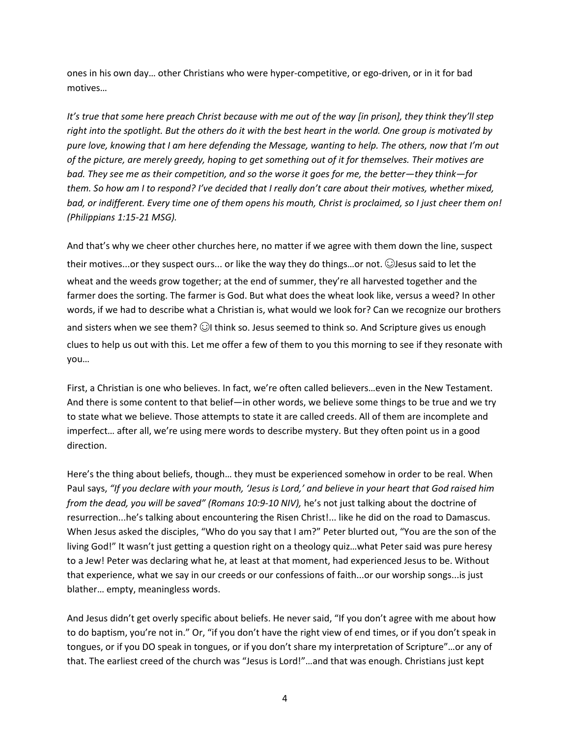ones in his own day… other Christians who were hyper-competitive, or ego-driven, or in it for bad motives…

*It's true that some here preach Christ because with me out of the way [in prison], they think they'll step right into the spotlight. But the others do it with the best heart in the world. One group is motivated by pure love, knowing that I am here defending the Message, wanting to help. The others, now that I'm out of the picture, are merely greedy, hoping to get something out of it for themselves. Their motives are bad. They see me as their competition, and so the worse it goes for me, the better—they think—for them. So how am I to respond? I've decided that I really don't care about their motives, whether mixed, bad, or indifferent. Every time one of them opens his mouth, Christ is proclaimed, so I just cheer them on! (Philippians 1:15-21 MSG).*

And that's why we cheer other churches here, no matter if we agree with them down the line, suspect their motives...or they suspect ours... or like the way they do things…or not. ☺Jesus said to let the wheat and the weeds grow together; at the end of summer, they're all harvested together and the farmer does the sorting. The farmer is God. But what does the wheat look like, versus a weed? In other words, if we had to describe what a Christian is, what would we look for? Can we recognize our brothers and sisters when we see them? ☺I think so. Jesus seemed to think so. And Scripture gives us enough clues to help us out with this. Let me offer a few of them to you this morning to see if they resonate with you…

First, a Christian is one who believes. In fact, we're often called believers…even in the New Testament. And there is some content to that belief—in other words, we believe some things to be true and we try to state what we believe. Those attempts to state it are called creeds. All of them are incomplete and imperfect… after all, we're using mere words to describe mystery. But they often point us in a good direction.

Here's the thing about beliefs, though… they must be experienced somehow in order to be real. When Paul says, *"If you declare with your mouth, 'Jesus is Lord,' and believe in your heart that God raised him from the dead, you will be saved" (Romans 10:9-10 NIV),* he's not just talking about the doctrine of resurrection...he's talking about encountering the Risen Christ!... like he did on the road to Damascus. When Jesus asked the disciples, "Who do you say that I am?" Peter blurted out, "You are the son of the living God!" It wasn't just getting a question right on a theology quiz…what Peter said was pure heresy to a Jew! Peter was declaring what he, at least at that moment, had experienced Jesus to be. Without that experience, what we say in our creeds or our confessions of faith...or our worship songs...is just blather… empty, meaningless words.

And Jesus didn't get overly specific about beliefs. He never said, "If you don't agree with me about how to do baptism, you're not in." Or, "if you don't have the right view of end times, or if you don't speak in tongues, or if you DO speak in tongues, or if you don't share my interpretation of Scripture"…or any of that. The earliest creed of the church was "Jesus is Lord!"…and that was enough. Christians just kept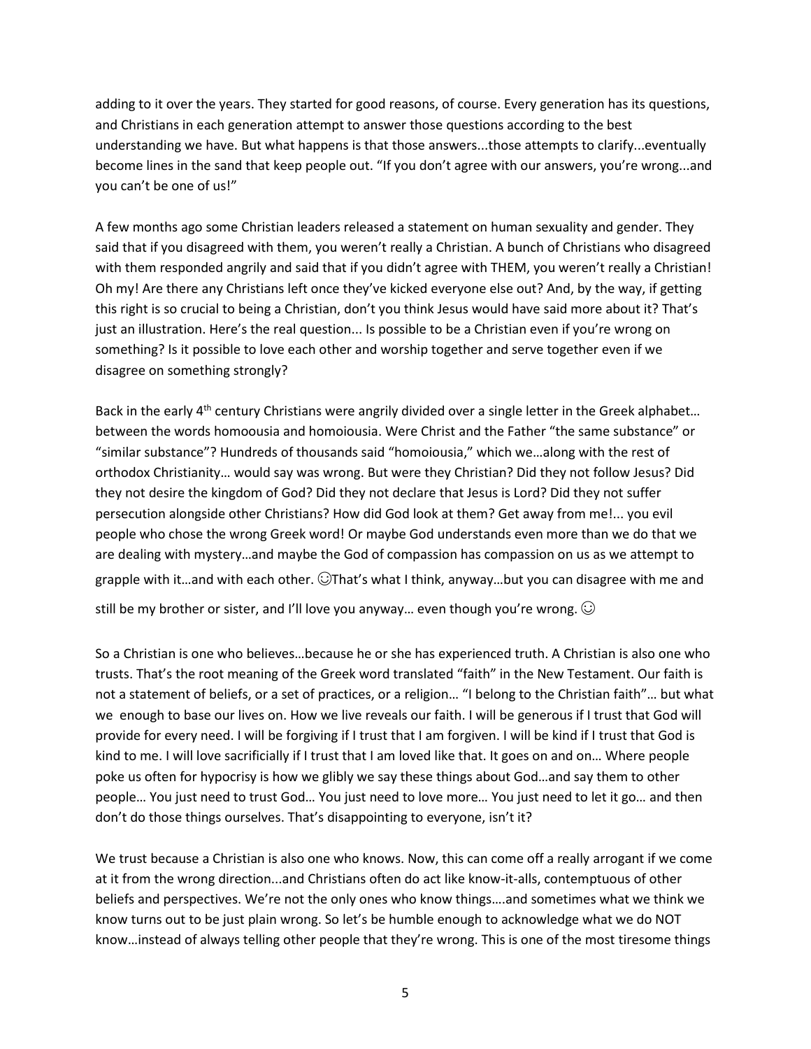adding to it over the years. They started for good reasons, of course. Every generation has its questions, and Christians in each generation attempt to answer those questions according to the best understanding we have. But what happens is that those answers...those attempts to clarify...eventually become lines in the sand that keep people out. "If you don't agree with our answers, you're wrong...and you can't be one of us!"

A few months ago some Christian leaders released a statement on human sexuality and gender. They said that if you disagreed with them, you weren't really a Christian. A bunch of Christians who disagreed with them responded angrily and said that if you didn't agree with THEM, you weren't really a Christian! Oh my! Are there any Christians left once they've kicked everyone else out? And, by the way, if getting this right is so crucial to being a Christian, don't you think Jesus would have said more about it? That's just an illustration. Here's the real question... Is possible to be a Christian even if you're wrong on something? Is it possible to love each other and worship together and serve together even if we disagree on something strongly?

Back in the early 4th century Christians were angrily divided over a single letter in the Greek alphabet… between the words homoousia and homoiousia. Were Christ and the Father "the same substance" or "similar substance"? Hundreds of thousands said "homoiousia," which we…along with the rest of orthodox Christianity… would say was wrong. But were they Christian? Did they not follow Jesus? Did they not desire the kingdom of God? Did they not declare that Jesus is Lord? Did they not suffer persecution alongside other Christians? How did God look at them? Get away from me!... you evil people who chose the wrong Greek word! Or maybe God understands even more than we do that we are dealing with mystery…and maybe the God of compassion has compassion on us as we attempt to grapple with it…and with each other. ☺That's what I think, anyway…but you can disagree with me and still be my brother or sister, and I'll love you anyway… even though you're wrong. ☺

So a Christian is one who believes…because he or she has experienced truth. A Christian is also one who trusts. That's the root meaning of the Greek word translated "faith" in the New Testament. Our faith is not a statement of beliefs, or a set of practices, or a religion… "I belong to the Christian faith"… but what we  enough to base our lives on. How we live reveals our faith. I will be generous if I trust that God will provide for every need. I will be forgiving if I trust that I am forgiven. I will be kind if I trust that God is kind to me. I will love sacrificially if I trust that I am loved like that. It goes on and on… Where people poke us often for hypocrisy is how we glibly we say these things about God…and say them to other people… You just need to trust God… You just need to love more… You just need to let it go… and then don't do those things ourselves. That's disappointing to everyone, isn't it?

We trust because a Christian is also one who knows. Now, this can come off a really arrogant if we come at it from the wrong direction...and Christians often do act like know-it-alls, contemptuous of other beliefs and perspectives. We're not the only ones who know things….and sometimes what we think we know turns out to be just plain wrong. So let's be humble enough to acknowledge what we do NOT know…instead of always telling other people that they're wrong. This is one of the most tiresome things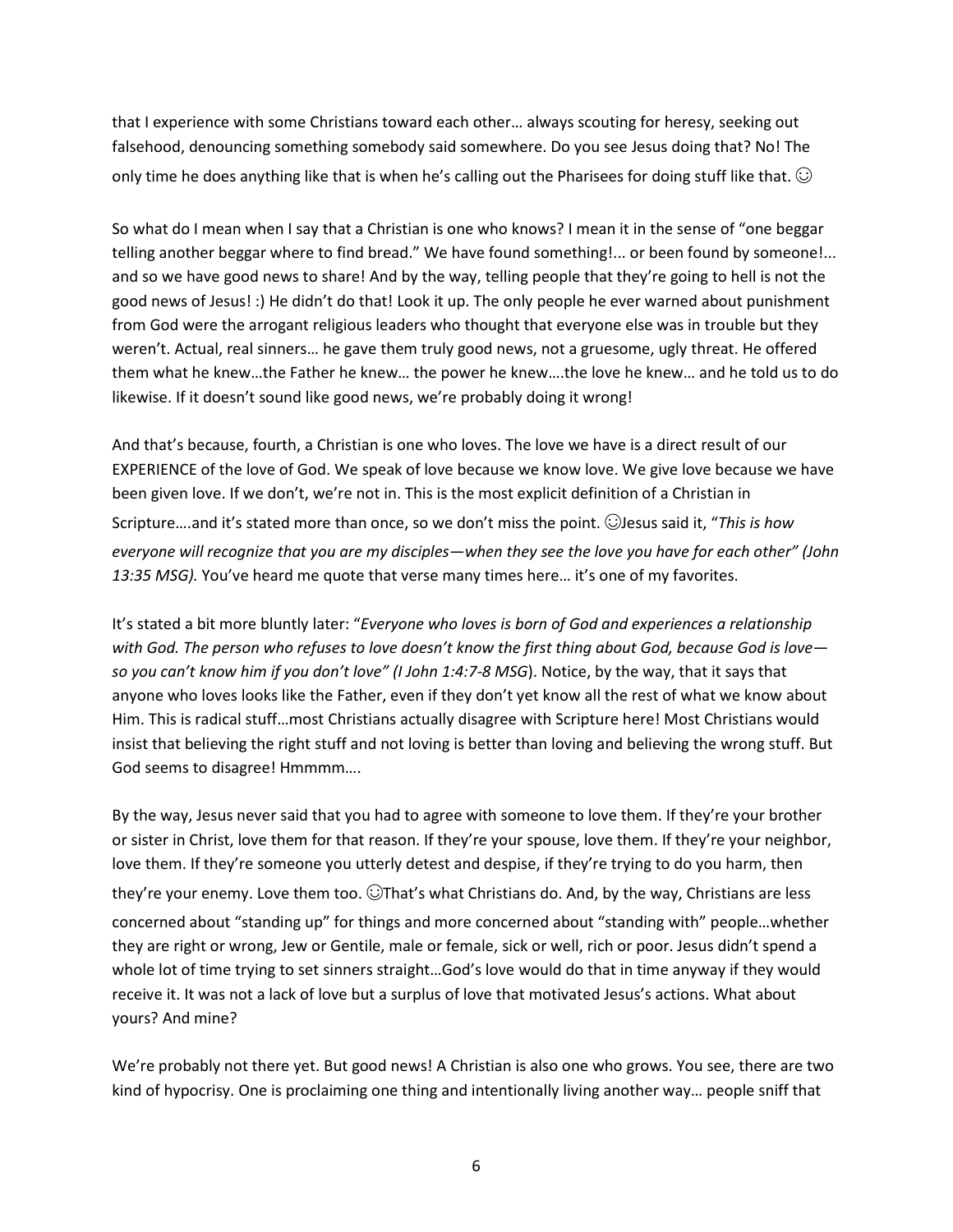that I experience with some Christians toward each other… always scouting for heresy, seeking out falsehood, denouncing something somebody said somewhere. Do you see Jesus doing that? No! The only time he does anything like that is when he's calling out the Pharisees for doing stuff like that. ☺

So what do I mean when I say that a Christian is one who knows? I mean it in the sense of "one beggar telling another beggar where to find bread." We have found something!... or been found by someone!... and so we have good news to share! And by the way, telling people that they're going to hell is not the good news of Jesus! :) He didn't do that! Look it up. The only people he ever warned about punishment from God were the arrogant religious leaders who thought that everyone else was in trouble but they weren't. Actual, real sinners… he gave them truly good news, not a gruesome, ugly threat. He offered them what he knew…the Father he knew… the power he knew….the love he knew… and he told us to do likewise. If it doesn't sound like good news, we're probably doing it wrong!

And that's because, fourth, a Christian is one who loves. The love we have is a direct result of our EXPERIENCE of the love of God. We speak of love because we know love. We give love because we have been given love. If we don't, we're not in. This is the most explicit definition of a Christian in Scripture….and it's stated more than once, so we don't miss the point. ☺Jesus said it, "*This is how everyone will recognize that you are my disciples—when they see the love you have for each other" (John 13:35 MSG).* You've heard me quote that verse many times here… it's one of my favorites.

It's stated a bit more bluntly later: "*Everyone who loves is born of God and experiences a relationship with God. The person who refuses to love doesn't know the first thing about God, because God is love—so you can't know him if you don't love" (I John 1:4:7-8 MSG*). Notice, by the way, that it says that anyone who loves looks like the Father, even if they don't yet know all the rest of what we know about Him. This is radical stuff…most Christians actually disagree with Scripture here! Most Christians would insist that believing the right stuff and not loving is better than loving and believing the wrong stuff. But God seems to disagree! Hmmmm….

By the way, Jesus never said that you had to agree with someone to love them. If they're your brother or sister in Christ, love them for that reason. If they're your spouse, love them. If they're your neighbor, love them. If they're someone you utterly detest and despise, if they're trying to do you harm, then they're your enemy. Love them too. ☺That's what Christians do. And, by the way, Christians are less concerned about "standing up" for things and more concerned about "standing with" people…whether they are right or wrong, Jew or Gentile, male or female, sick or well, rich or poor. Jesus didn't spend a whole lot of time trying to set sinners straight…God's love would do that in time anyway if they would receive it. It was not a lack of love but a surplus of love that motivated Jesus's actions. What about yours? And mine?

We're probably not there yet. But good news! A Christian is also one who grows. You see, there are two kind of hypocrisy. One is proclaiming one thing and intentionally living another way… people sniff that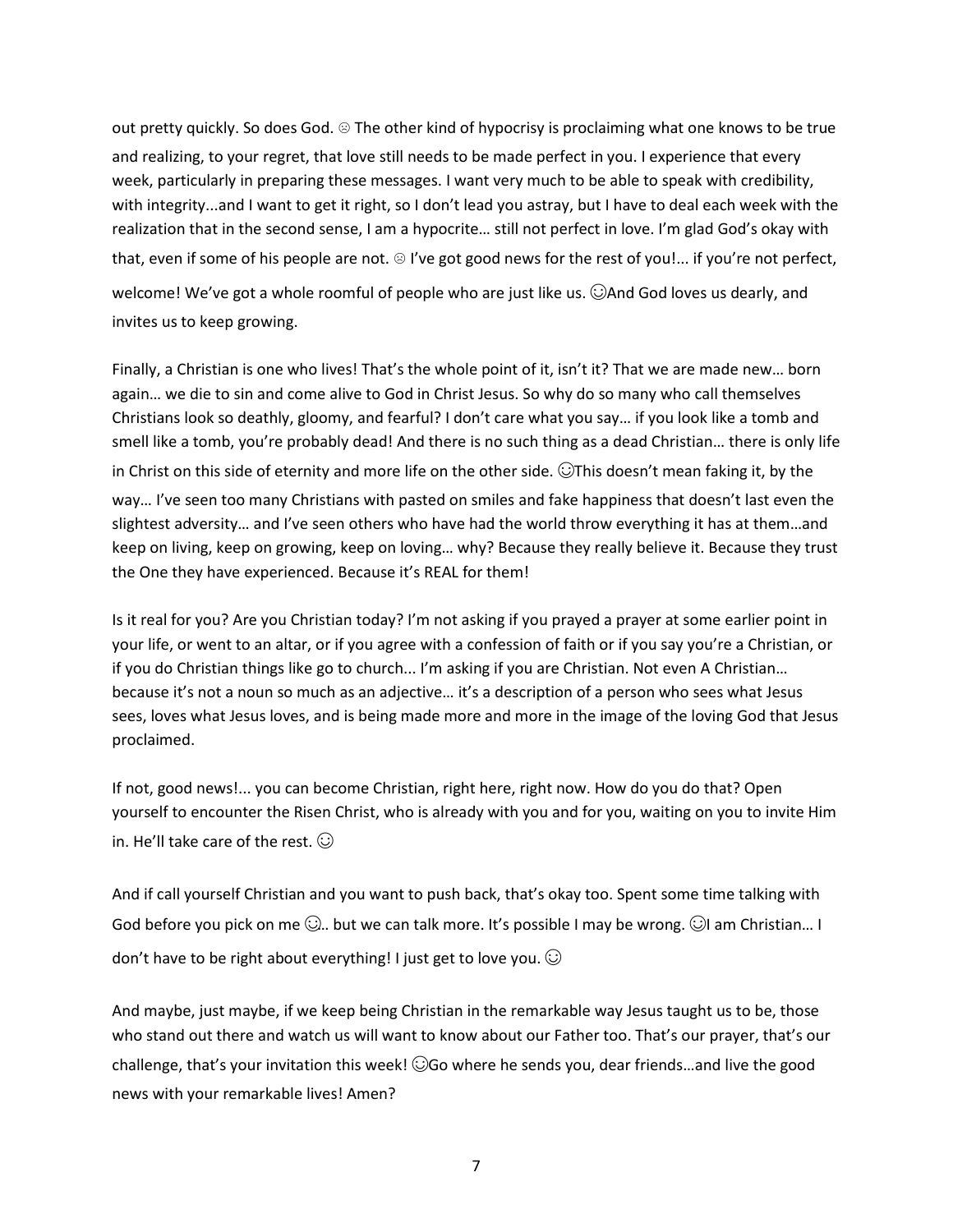out pretty quickly. So does God. ☹ The other kind of hypocrisy is proclaiming what one knows to be true and realizing, to your regret, that love still needs to be made perfect in you. I experience that every week, particularly in preparing these messages. I want very much to be able to speak with credibility, with integrity...and I want to get it right, so I don't lead you astray, but I have to deal each week with the realization that in the second sense, I am a hypocrite… still not perfect in love. I'm glad God's okay with that, even if some of his people are not. ☹ I've got good news for the rest of you!... if you're not perfect, welcome! We've got a whole roomful of people who are just like us. ☺And God loves us dearly, and invites us to keep growing.

Finally, a Christian is one who lives! That's the whole point of it, isn't it? That we are made new… born again… we die to sin and come alive to God in Christ Jesus. So why do so many who call themselves Christians look so deathly, gloomy, and fearful? I don't care what you say… if you look like a tomb and smell like a tomb, you're probably dead! And there is no such thing as a dead Christian… there is only life in Christ on this side of eternity and more life on the other side. ☺This doesn't mean faking it, by the way… I've seen too many Christians with pasted on smiles and fake happiness that doesn't last even the slightest adversity… and I've seen others who have had the world throw everything it has at them…and keep on living, keep on growing, keep on loving… why? Because they really believe it. Because they trust the One they have experienced. Because it's REAL for them!

Is it real for you? Are you Christian today? I'm not asking if you prayed a prayer at some earlier point in your life, or went to an altar, or if you agree with a confession of faith or if you say you're a Christian, or if you do Christian things like go to church... I'm asking if you are Christian. Not even A Christian… because it's not a noun so much as an adjective… it's a description of a person who sees what Jesus sees, loves what Jesus loves, and is being made more and more in the image of the loving God that Jesus proclaimed.

If not, good news!... you can become Christian, right here, right now. How do you do that? Open yourself to encounter the Risen Christ, who is already with you and for you, waiting on you to invite Him in. He'll take care of the rest. ☺

And if call yourself Christian and you want to push back, that's okay too. Spent some time talking with God before you pick on me ☺.. but we can talk more. It's possible I may be wrong. ☺I am Christian… I don't have to be right about everything! I just get to love you. ☺

And maybe, just maybe, if we keep being Christian in the remarkable way Jesus taught us to be, those who stand out there and watch us will want to know about our Father too. That's our prayer, that's our challenge, that's your invitation this week! ☺Go where he sends you, dear friends…and live the good news with your remarkable lives! Amen?